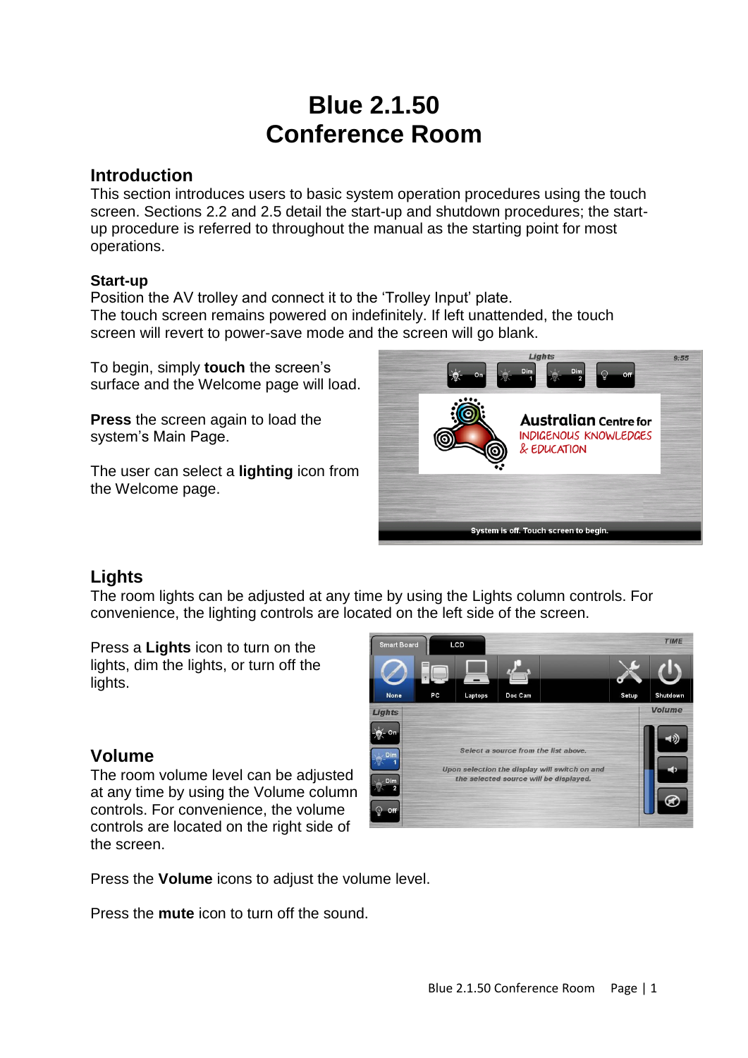# Blue 2.1.50
# Conference Room

## Introduction

This section introduces users to basic system operation procedures using the touch screen. Sections 2.2 and 2.5 detail the start-up and shutdown procedures; the start-up procedure is referred to throughout the manual as the starting point for most operations.

### Start-up

Position the AV trolley and connect it to the 'Trolley Input' plate.
The touch screen remains powered on indefinitely. If left unattended, the touch screen will revert to power-save mode and the screen will go blank.

To begin, simply **touch** the screen's surface and the Welcome page will load.

**Press** the screen again to load the system's Main Page.

The user can select a **lighting** icon from the Welcome page.

## Lights

The room lights can be adjusted at any time by using the Lights column controls. For convenience, the lighting controls are located on the left side of the screen.

Press a **Lights** icon to turn on the lights, dim the lights, or turn off the lights.

## Volume

The room volume level can be adjusted at any time by using the Volume column controls. For convenience, the volume controls are located on the right side of the screen.

Press the **Volume** icons to adjust the volume level.

Press the **mute** icon to turn off the sound.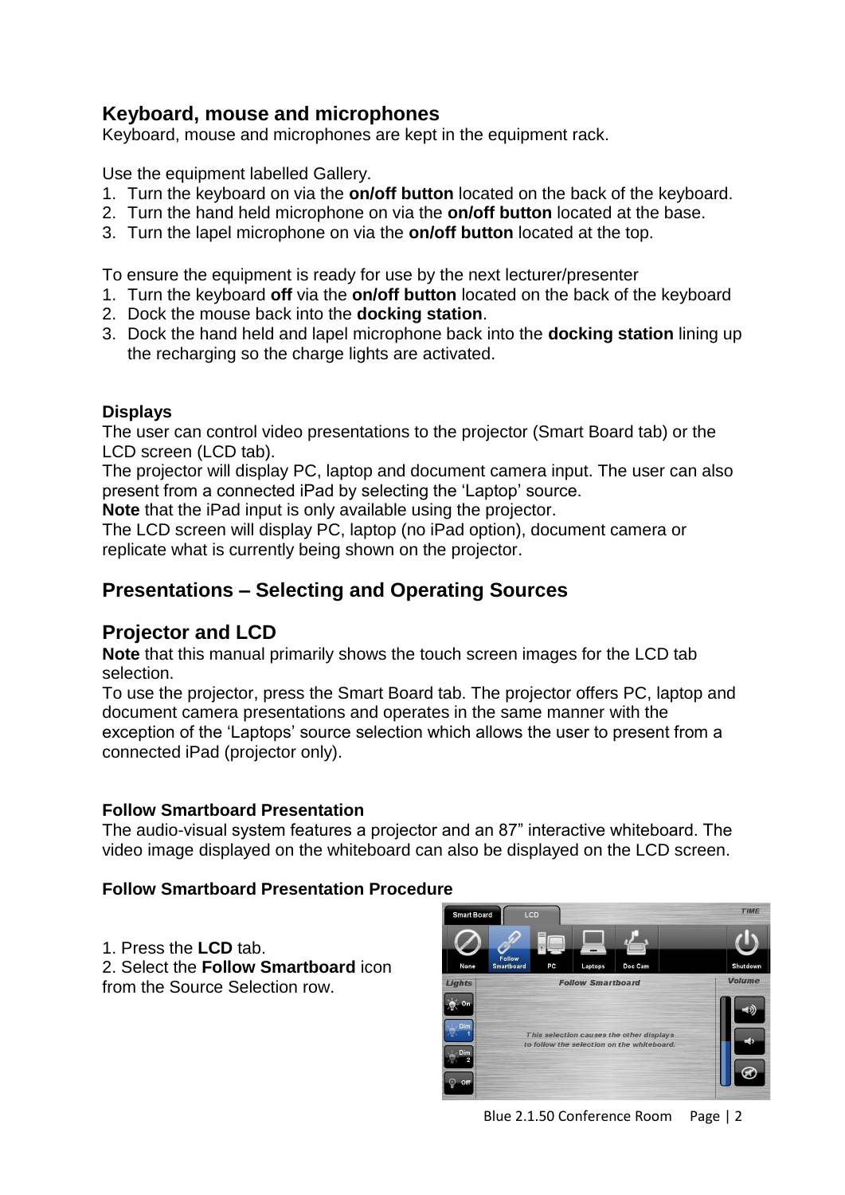## Keyboard, mouse and microphones

Keyboard, mouse and microphones are kept in the equipment rack.

Use the equipment labelled Gallery.

1. Turn the keyboard on via the **on/off button** located on the back of the keyboard.
2. Turn the hand held microphone on via the **on/off button** located at the base.
3. Turn the lapel microphone on via the **on/off button** located at the top.

To ensure the equipment is ready for use by the next lecturer/presenter

1. Turn the keyboard **off** via the **on/off button** located on the back of the keyboard
2. Dock the mouse back into the **docking station**.
3. Dock the hand held and lapel microphone back into the **docking station** lining up the recharging so the charge lights are activated.

### Displays

The user can control video presentations to the projector (Smart Board tab) or the LCD screen (LCD tab).
The projector will display PC, laptop and document camera input. The user can also present from a connected iPad by selecting the 'Laptop' source.
**Note** that the iPad input is only available using the projector.
The LCD screen will display PC, laptop (no iPad option), document camera or replicate what is currently being shown on the projector.

## Presentations – Selecting and Operating Sources

## Projector and LCD

**Note** that this manual primarily shows the touch screen images for the LCD tab selection.
To use the projector, press the Smart Board tab. The projector offers PC, laptop and document camera presentations and operates in the same manner with the exception of the 'Laptops' source selection which allows the user to present from a connected iPad (projector only).

### Follow Smartboard Presentation

The audio-visual system features a projector and an 87" interactive whiteboard. The video image displayed on the whiteboard can also be displayed on the LCD screen.

### Follow Smartboard Presentation Procedure

1. Press the **LCD** tab.
2. Select the **Follow Smartboard** icon from the Source Selection row.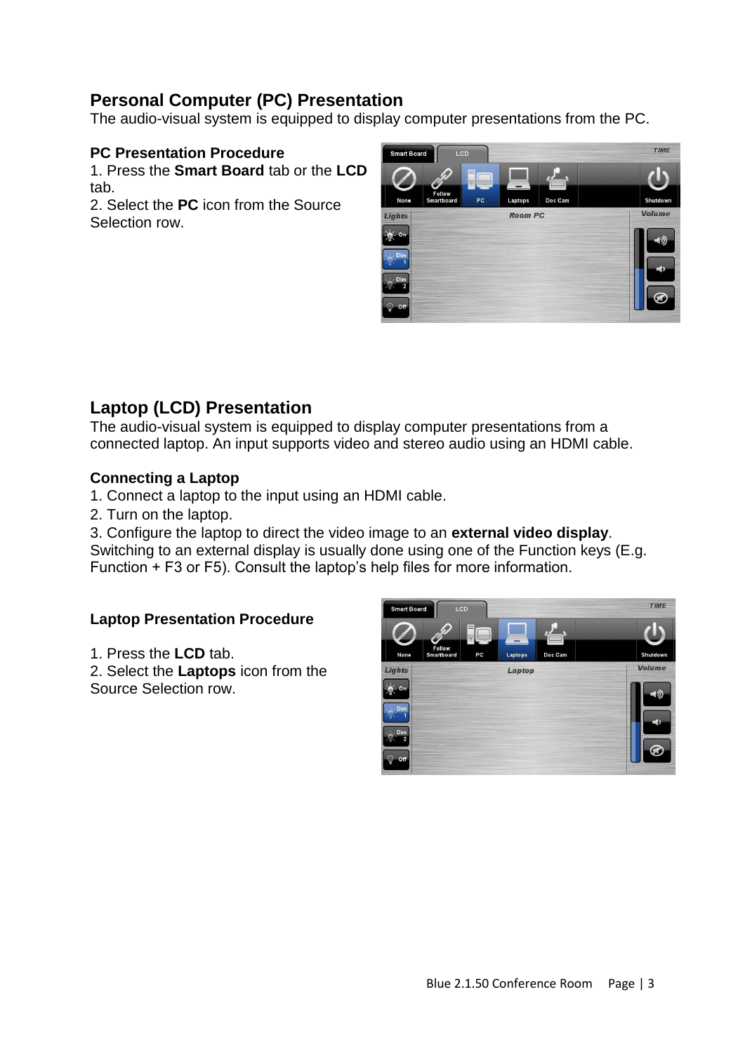## Personal Computer (PC) Presentation

The audio-visual system is equipped to display computer presentations from the PC.

### PC Presentation Procedure

1. Press the **Smart Board** tab or the **LCD** tab.
2. Select the **PC** icon from the Source Selection row.

## Laptop (LCD) Presentation

The audio-visual system is equipped to display computer presentations from a connected laptop. An input supports video and stereo audio using an HDMI cable.

### Connecting a Laptop

1. Connect a laptop to the input using an HDMI cable.
2. Turn on the laptop.
3. Configure the laptop to direct the video image to an **external video display**. Switching to an external display is usually done using one of the Function keys (E.g. Function + F3 or F5). Consult the laptop's help files for more information.

### Laptop Presentation Procedure

1. Press the **LCD** tab.
2. Select the **Laptops** icon from the Source Selection row.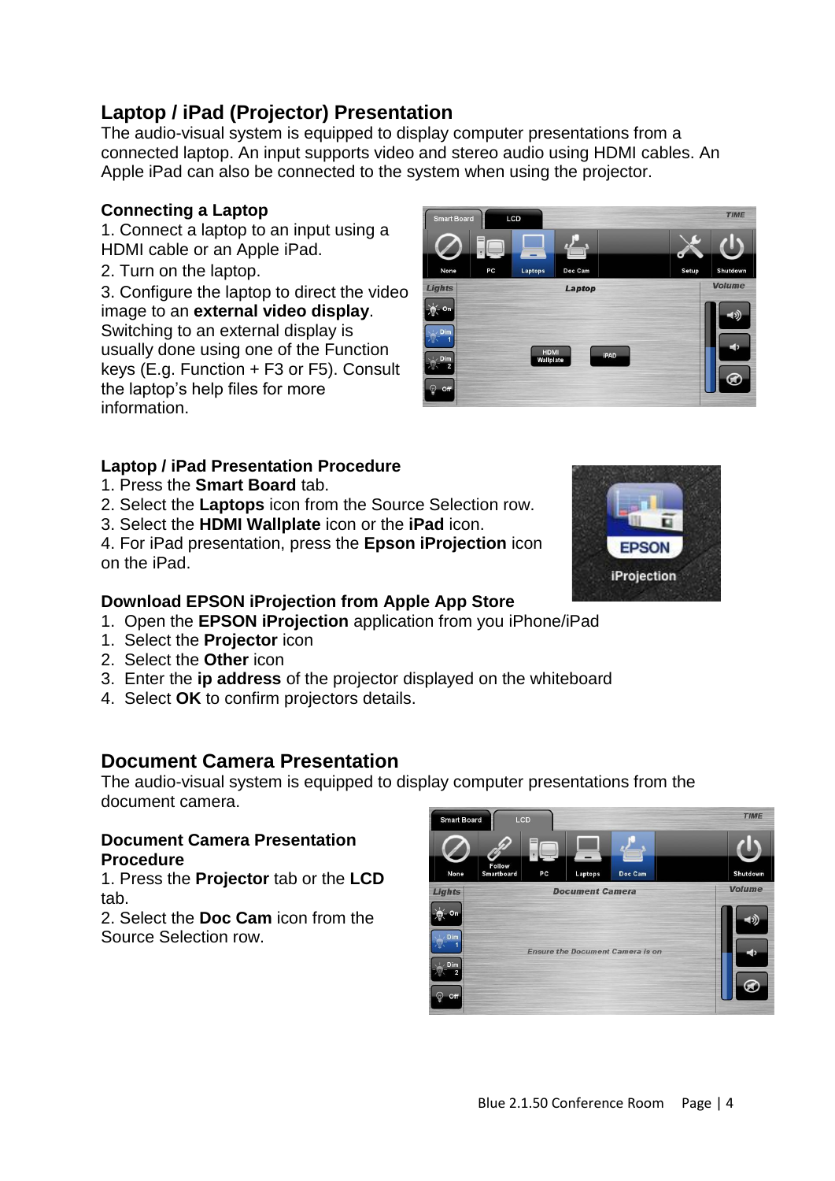## Laptop / iPad (Projector) Presentation

The audio-visual system is equipped to display computer presentations from a connected laptop. An input supports video and stereo audio using HDMI cables. An Apple iPad can also be connected to the system when using the projector.

### Connecting a Laptop

1. Connect a laptop to an input using a HDMI cable or an Apple iPad.
2. Turn on the laptop.
3. Configure the laptop to direct the video image to an **external video display**. Switching to an external display is usually done using one of the Function keys (E.g. Function + F3 or F5). Consult the laptop's help files for more information.

### Laptop / iPad Presentation Procedure

1. Press the **Smart Board** tab.
2. Select the **Laptops** icon from the Source Selection row.
3. Select the **HDMI Wallplate** icon or the **iPad** icon.
4. For iPad presentation, press the **Epson iProjection** icon on the iPad.

### Download EPSON iProjection from Apple App Store

1. Open the **EPSON iProjection** application from you iPhone/iPad
1. Select the **Projector** icon
2. Select the **Other** icon
3. Enter the **ip address** of the projector displayed on the whiteboard
4. Select **OK** to confirm projectors details.

## Document Camera Presentation

The audio-visual system is equipped to display computer presentations from the document camera.

### Document Camera Presentation Procedure

1. Press the **Projector** tab or the **LCD** tab.
2. Select the **Doc Cam** icon from the Source Selection row.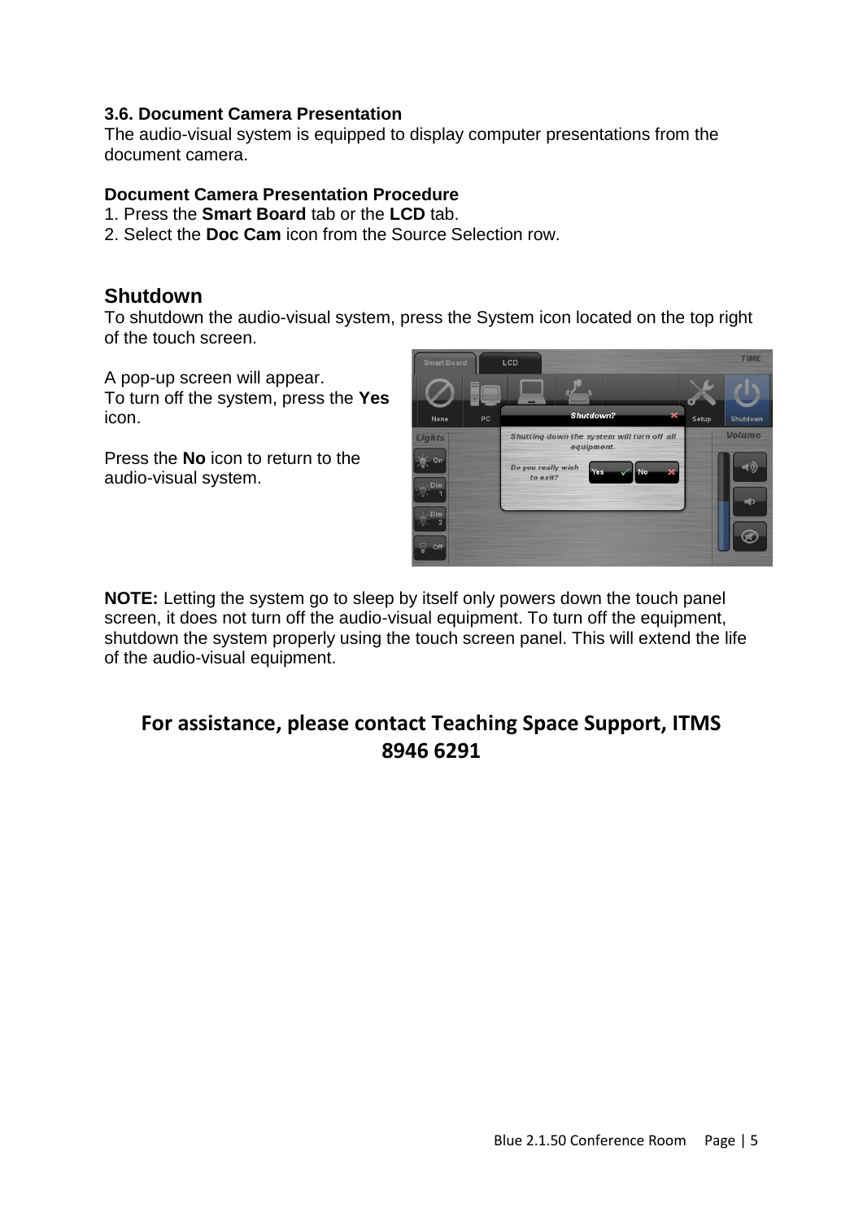### 3.6. Document Camera Presentation

The audio-visual system is equipped to display computer presentations from the document camera.

**Document Camera Presentation Procedure**

1. Press the **Smart Board** tab or the **LCD** tab.
2. Select the **Doc Cam** icon from the Source Selection row.

## Shutdown

To shutdown the audio-visual system, press the System icon located on the top right of the touch screen.

A pop-up screen will appear.
To turn off the system, press the **Yes** icon.

Press the **No** icon to return to the audio-visual system.

**NOTE:** Letting the system go to sleep by itself only powers down the touch panel screen, it does not turn off the audio-visual equipment. To turn off the equipment, shutdown the system properly using the touch screen panel. This will extend the life of the audio-visual equipment.

**For assistance, please contact Teaching Space Support, ITMS**
**8946 6291**